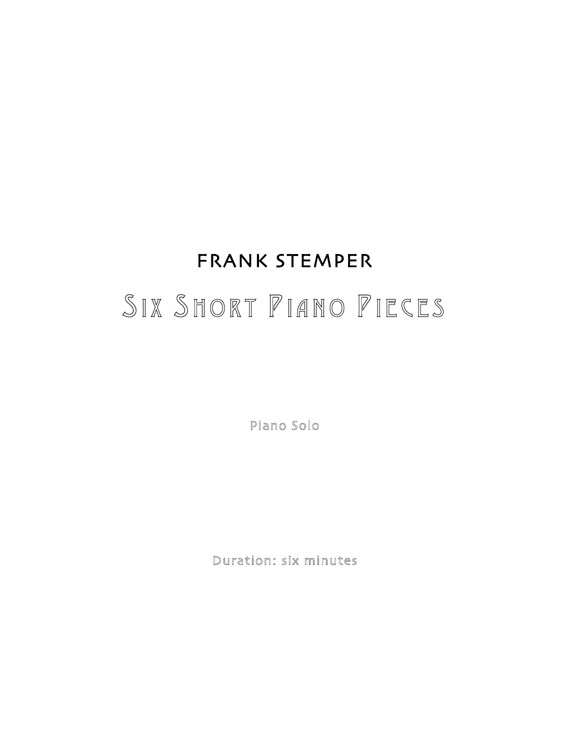FRANK STEMPER

# Six Short Piano Pieces

Piano Solo

Duration: six minutes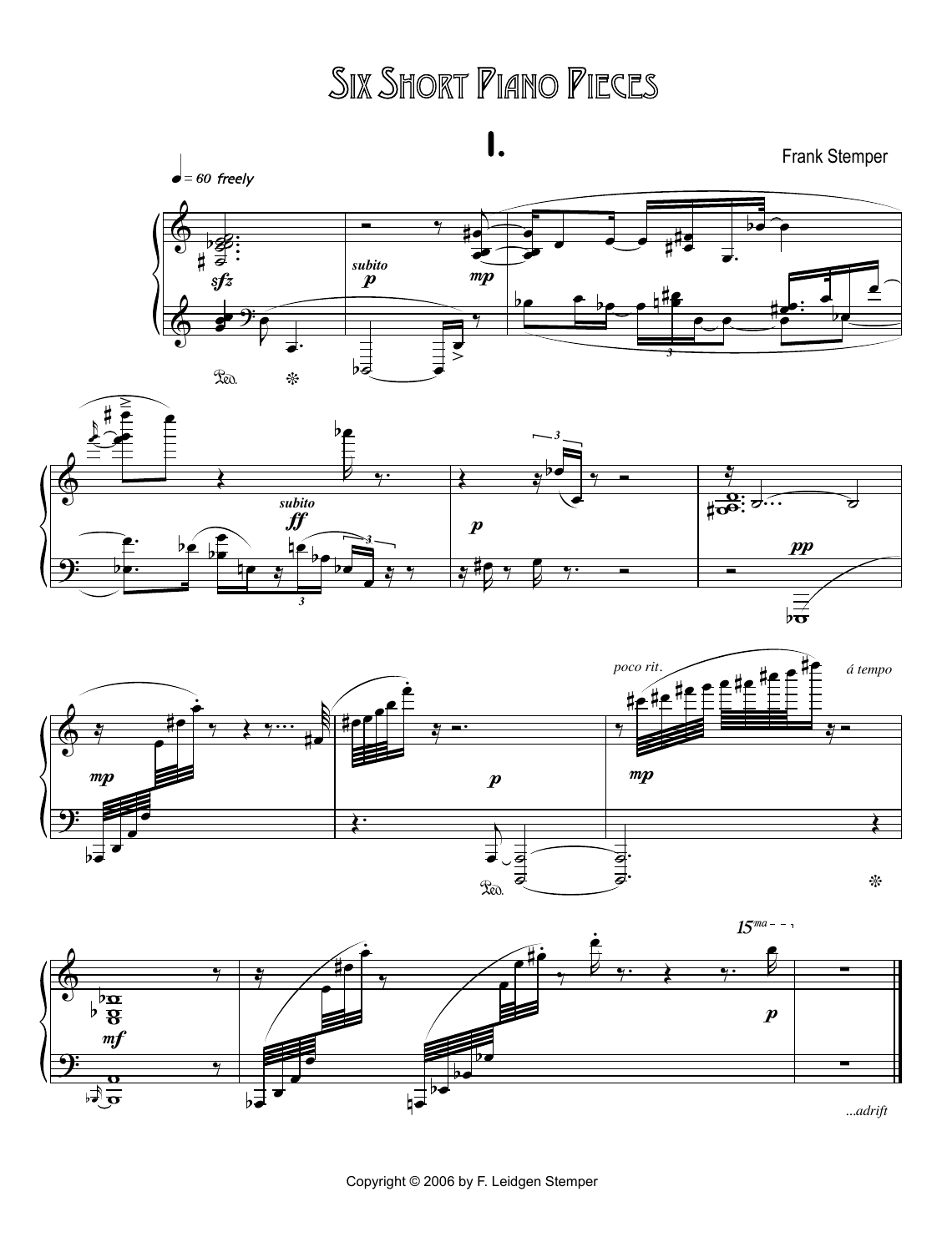# Six Short Piano Pieces

## I.

Frank Stemper

Copyright © 2006 by F. Leidgen Stemper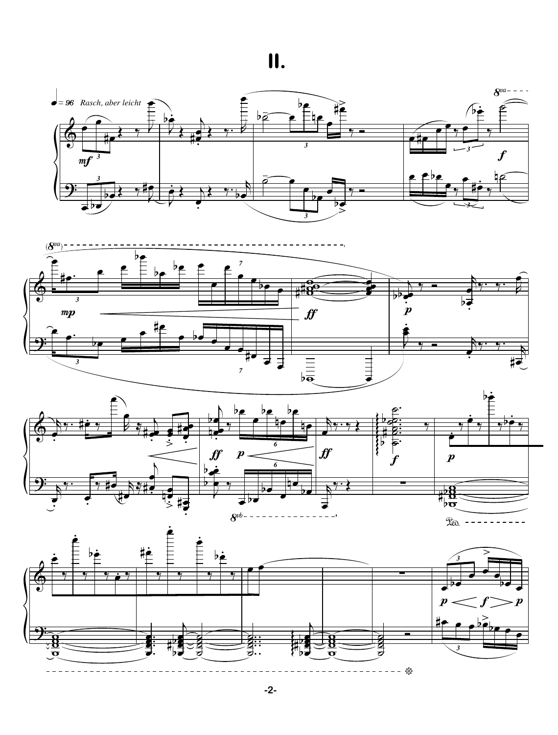# II.

♩ = 96 *Rasch, aber leicht*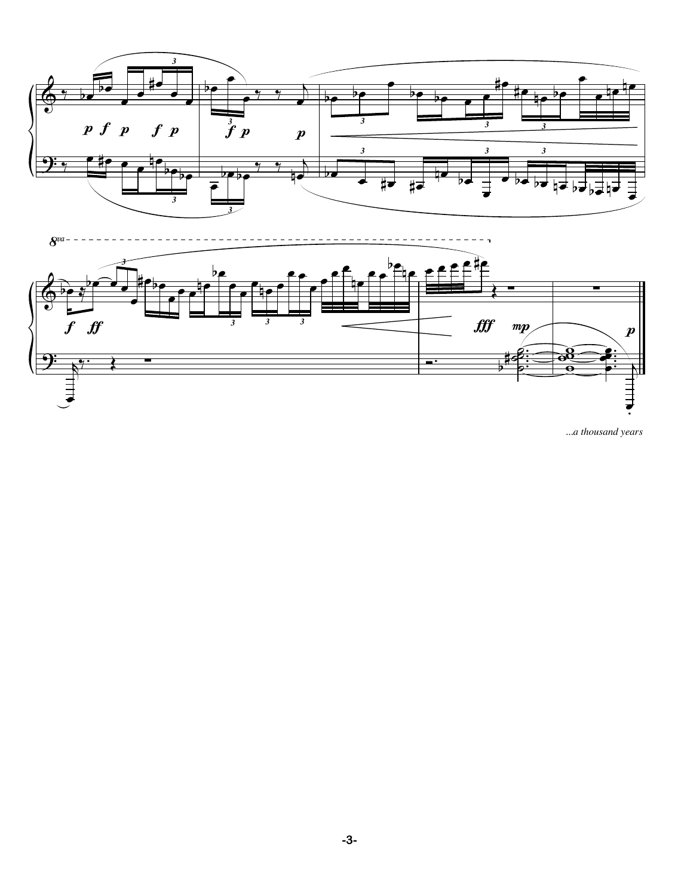*...a thousand years*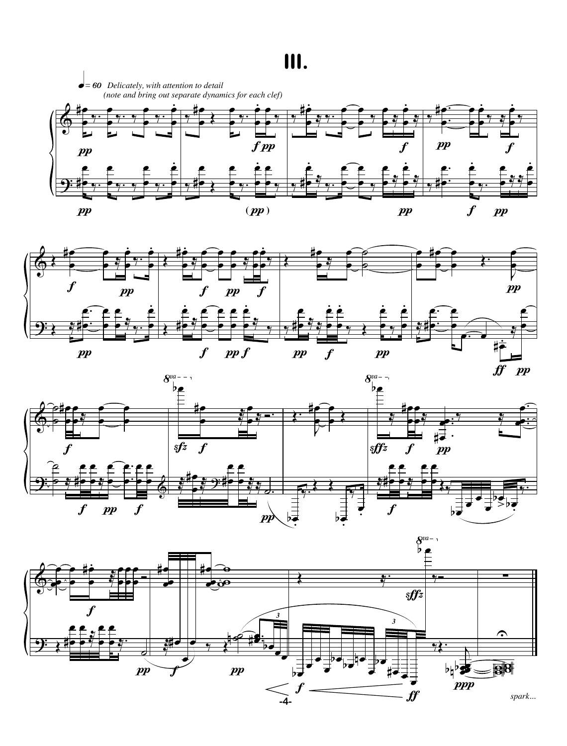# III.

♩= 60 *Delicately, with attention to detail*
*(note and bring out separate dynamics for each clef)*

*spark...*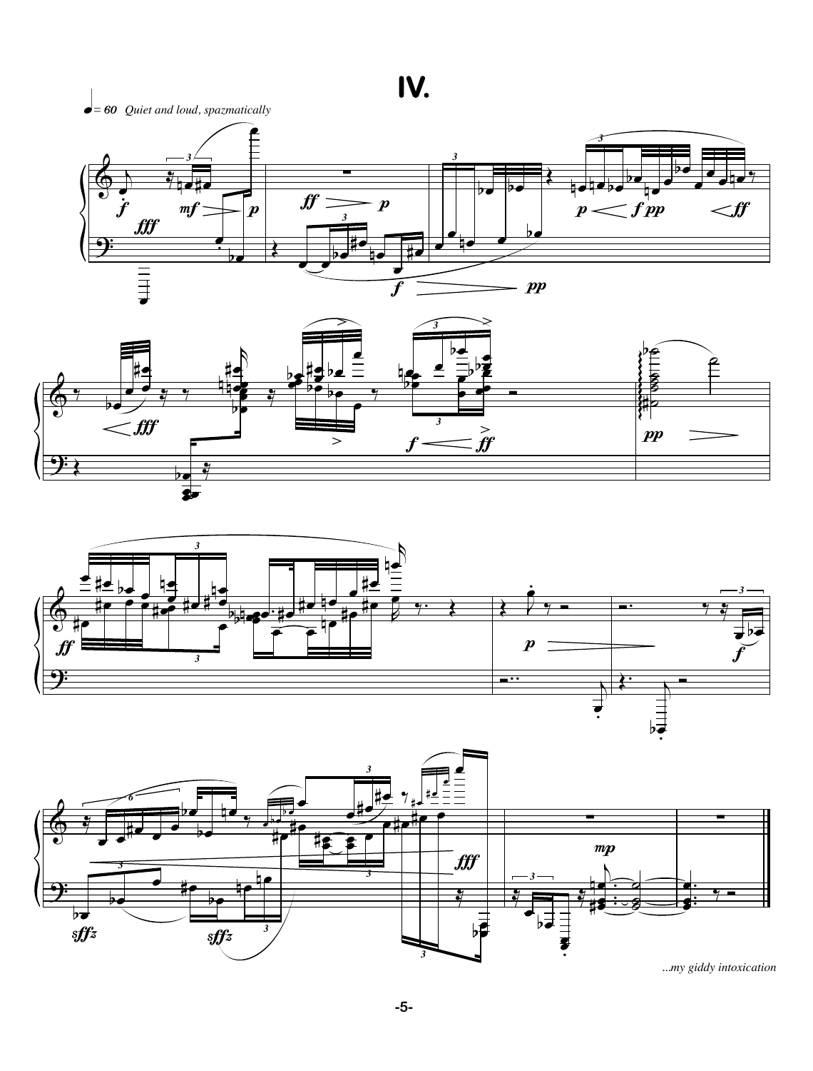# IV.

♩= 60 *Quiet and loud, spazmatically*

*...my giddy intoxication*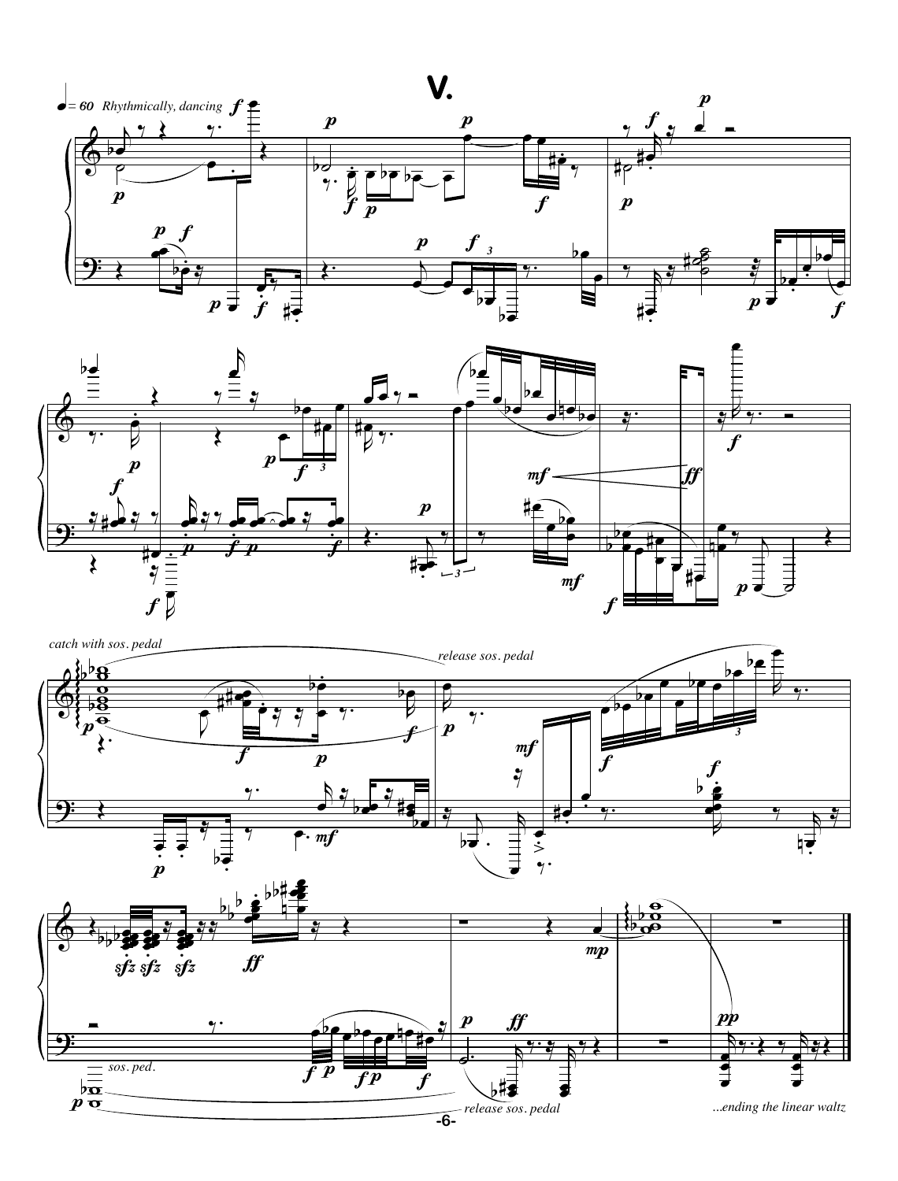# V.

♩ = 60 *Rhythmically, dancing*

*catch with sos. pedal*

*release sos. pedal*

*sos. ped.*

*release sos. pedal*

*...ending the linear waltz*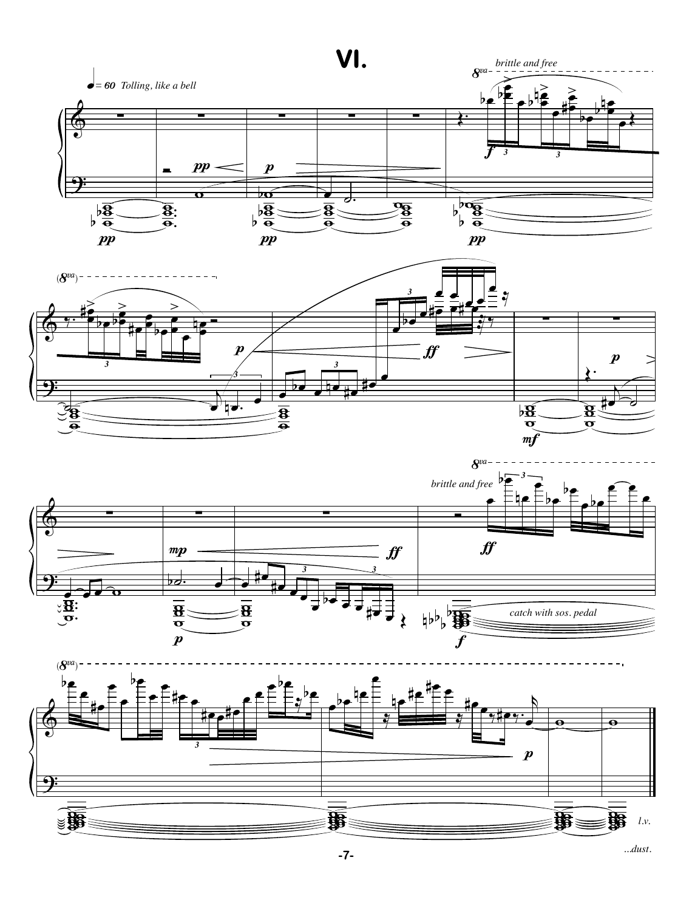# VI.

♩ = 60 *Tolling, like a bell*

*brittle and free*

*brittle and free*

*catch with sos. pedal*

*l.v.*

*...dust.*